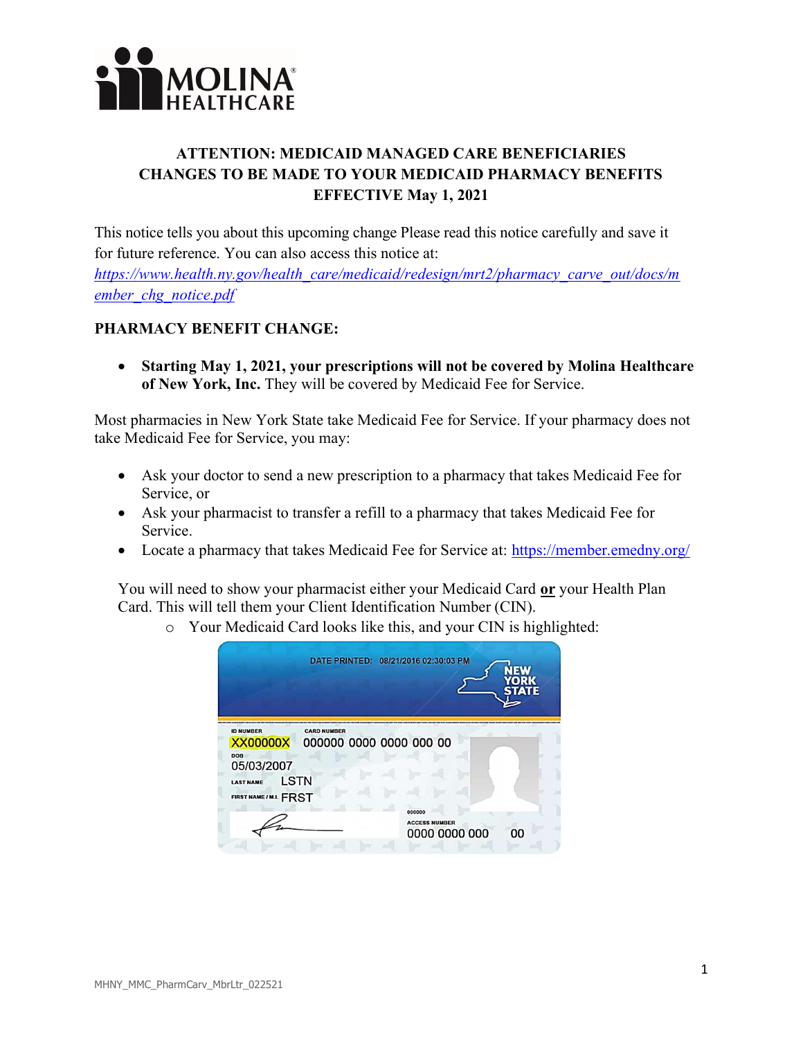# ATTENTION: MEDICAID MANAGED CARE BENEFICIARIES
## CHANGES TO BE MADE TO YOUR MEDICAID PHARMACY BENEFITS
## EFFECTIVE May 1, 2021

This notice tells you about this upcoming change Please read this notice carefully and save it for future reference. You can also access this notice at: *https://www.health.ny.gov/health_care/medicaid/redesign/mrt2/pharmacy_carve_out/docs/member_chg_notice.pdf*

**PHARMACY BENEFIT CHANGE:**

- **Starting May 1, 2021, your prescriptions will not be covered by Molina Healthcare of New York, Inc.** They will be covered by Medicaid Fee for Service.

Most pharmacies in New York State take Medicaid Fee for Service. If your pharmacy does not take Medicaid Fee for Service, you may:

- Ask your doctor to send a new prescription to a pharmacy that takes Medicaid Fee for Service, or
- Ask your pharmacist to transfer a refill to a pharmacy that takes Medicaid Fee for Service.
- Locate a pharmacy that takes Medicaid Fee for Service at: https://member.emedny.org/

You will need to show your pharmacist either your Medicaid Card **or** your Health Plan Card. This will tell them your Client Identification Number (CIN).

- Your Medicaid Card looks like this, and your CIN is highlighted:

DATE PRINTED: 08/21/2016 02:30:03 PM
NEW YORK STATE

ID NUMBER: XX00000X
CARD NUMBER: 000000 0000 0000 000 00
DOB: 05/03/2007
LAST NAME: LSTN
FIRST NAME / M.I.: FRST
000000
ACCESS NUMBER: 0000 0000 000 00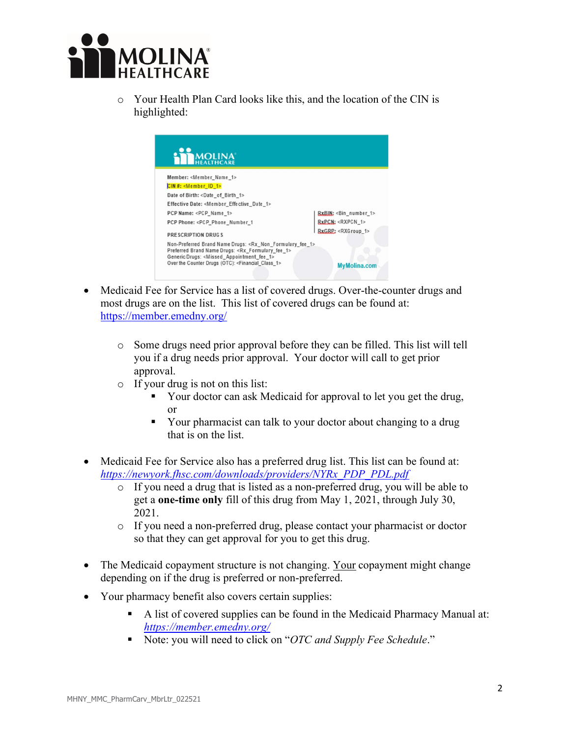- Your Health Plan Card looks like this, and the location of the CIN is highlighted:

Member: <Member_Name_1>
CIN #: <Member_ID_1>
Date of Birth: <Date_of_Birth_1>
Effective Date: <Member_Effective_Date_1>
PCP Name: <PCP_Name_1>
PCP Phone: <PCP_Phone_Number_1
PRESCRIPTION DRUGS
Non-Preferred Brand Name Drugs: <Rx_Non_Formulary_fee_1>
Preferred Brand Name Drugs: <Rx_Formulary_fee_1>
Generic Drugs: <Missed_Appointment_fee_1>
Over the Counter Drugs (OTC): <Financial_Class_1>
RxBIN: <Bin_number_1>
RxPCN: <RXPCN_1>
RxGRP: <RXGroup_1>
MyMolina.com

- Medicaid Fee for Service has a list of covered drugs. Over-the-counter drugs and most drugs are on the list. This list of covered drugs can be found at: https://member.emedny.org/
  - Some drugs need prior approval before they can be filled. This list will tell you if a drug needs prior approval. Your doctor will call to get prior approval.
  - If your drug is not on this list:
    - Your doctor can ask Medicaid for approval to let you get the drug, or
    - Your pharmacist can talk to your doctor about changing to a drug that is on the list.

- Medicaid Fee for Service also has a preferred drug list. This list can be found at: *https://newyork.fhsc.com/downloads/providers/NYRx_PDP_PDL.pdf*
  - If you need a drug that is listed as a non-preferred drug, you will be able to get a **one-time only** fill of this drug from May 1, 2021, through July 30, 2021.
  - If you need a non-preferred drug, please contact your pharmacist or doctor so that they can get approval for you to get this drug.

- The Medicaid copayment structure is not changing. Your copayment might change depending on if the drug is preferred or non-preferred.

- Your pharmacy benefit also covers certain supplies:
  - A list of covered supplies can be found in the Medicaid Pharmacy Manual at: *https://member.emedny.org/*
  - Note: you will need to click on "*OTC and Supply Fee Schedule*."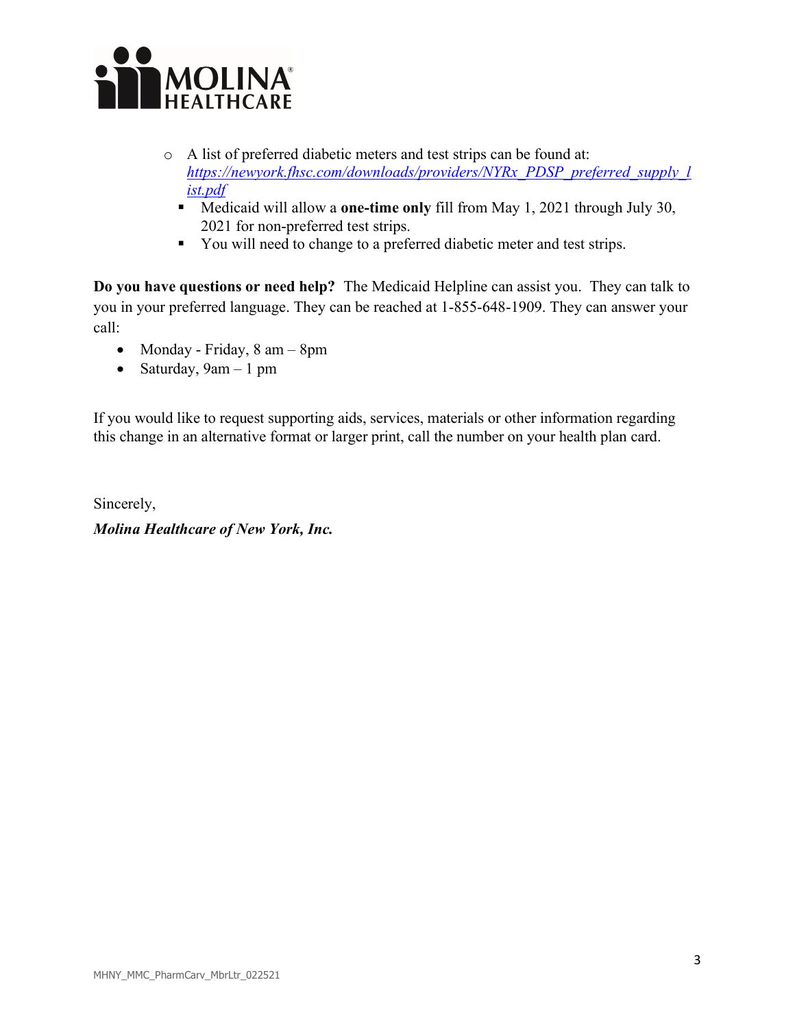- A list of preferred diabetic meters and test strips can be found at: *https://newyork.fhsc.com/downloads/providers/NYRx_PDSP_preferred_supply_list.pdf*
    - Medicaid will allow a **one-time only** fill from May 1, 2021 through July 30, 2021 for non-preferred test strips.
    - You will need to change to a preferred diabetic meter and test strips.

**Do you have questions or need help?** The Medicaid Helpline can assist you. They can talk to you in your preferred language. They can be reached at 1-855-648-1909. They can answer your call:

- Monday - Friday, 8 am – 8pm
- Saturday, 9am – 1 pm

If you would like to request supporting aids, services, materials or other information regarding this change in an alternative format or larger print, call the number on your health plan card.

Sincerely,

***Molina Healthcare of New York, Inc.***

MHNY_MMC_PharmCarv_MbrLtr_022521